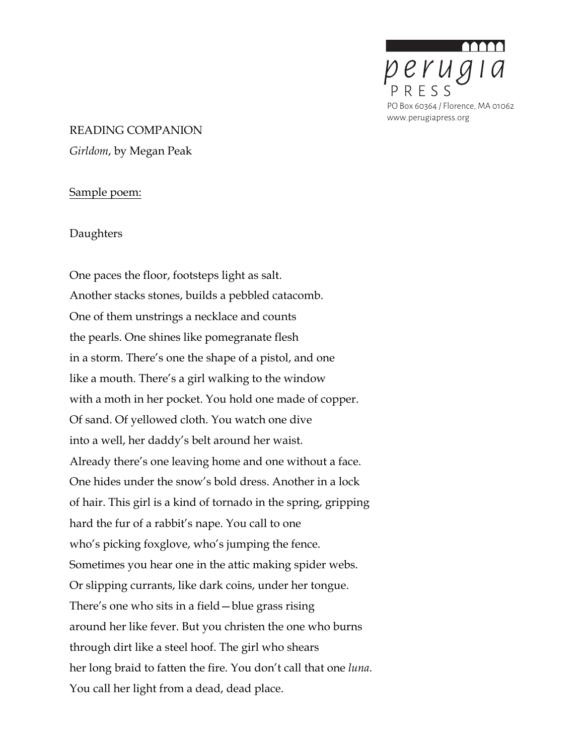perugia PRESS
PO Box 60364 / Florence, MA 01062
www.perugiapress.org

READING COMPANION

*Girldom*, by Megan Peak

Sample poem:

Daughters

One paces the floor, footsteps light as salt.  
Another stacks stones, builds a pebbled catacomb.  
One of them unstrings a necklace and counts  
the pearls. One shines like pomegranate flesh  
in a storm. There's one the shape of a pistol, and one  
like a mouth. There's a girl walking to the window  
with a moth in her pocket. You hold one made of copper.  
Of sand. Of yellowed cloth. You watch one dive  
into a well, her daddy's belt around her waist.  
Already there's one leaving home and one without a face.  
One hides under the snow's bold dress. Another in a lock  
of hair. This girl is a kind of tornado in the spring, gripping  
hard the fur of a rabbit's nape. You call to one  
who's picking foxglove, who's jumping the fence.  
Sometimes you hear one in the attic making spider webs.  
Or slipping currants, like dark coins, under her tongue.  
There's one who sits in a field—blue grass rising  
around her like fever. But you christen the one who burns  
through dirt like a steel hoof. The girl who shears  
her long braid to fatten the fire. You don't call that one *luna*.  
You call her light from a dead, dead place.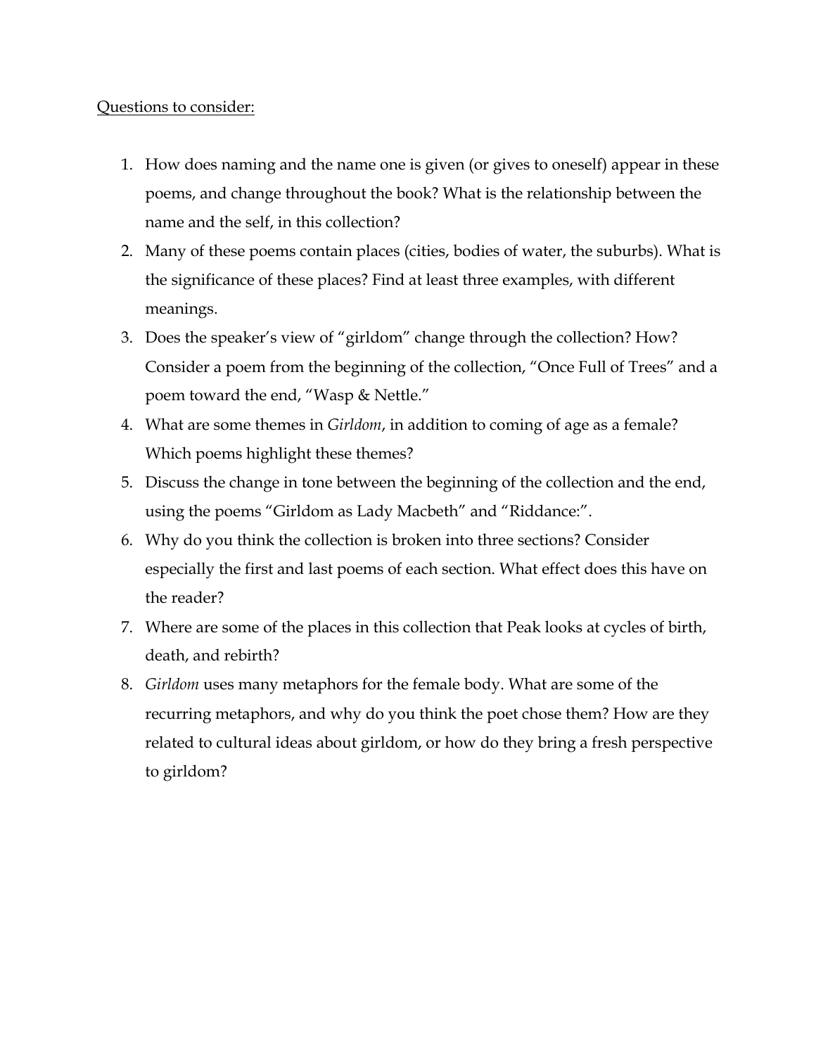<u>Questions to consider:</u>

1. How does naming and the name one is given (or gives to oneself) appear in these poems, and change throughout the book? What is the relationship between the name and the self, in this collection?
2. Many of these poems contain places (cities, bodies of water, the suburbs). What is the significance of these places? Find at least three examples, with different meanings.
3. Does the speaker's view of "girldom" change through the collection? How? Consider a poem from the beginning of the collection, "Once Full of Trees" and a poem toward the end, "Wasp & Nettle."
4. What are some themes in *Girldom*, in addition to coming of age as a female? Which poems highlight these themes?
5. Discuss the change in tone between the beginning of the collection and the end, using the poems "Girldom as Lady Macbeth" and "Riddance:".
6. Why do you think the collection is broken into three sections? Consider especially the first and last poems of each section. What effect does this have on the reader?
7. Where are some of the places in this collection that Peak looks at cycles of birth, death, and rebirth?
8. *Girldom* uses many metaphors for the female body. What are some of the recurring metaphors, and why do you think the poet chose them? How are they related to cultural ideas about girldom, or how do they bring a fresh perspective to girldom?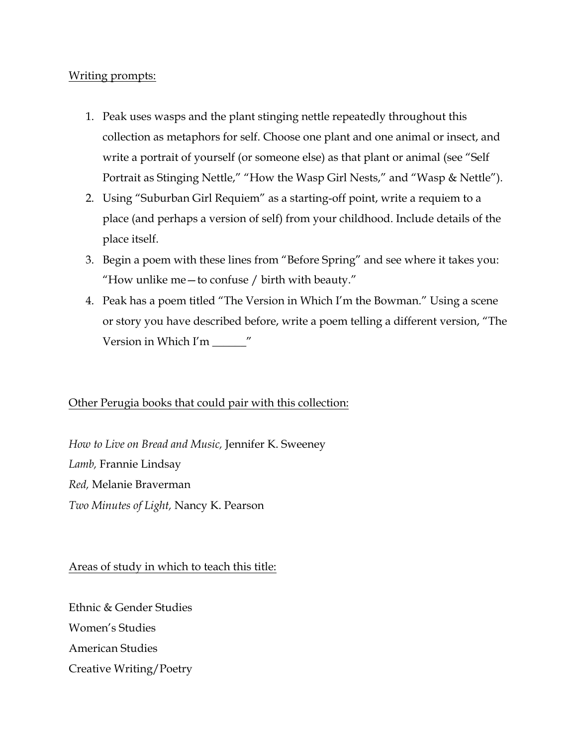Writing prompts:

1. Peak uses wasps and the plant stinging nettle repeatedly throughout this collection as metaphors for self. Choose one plant and one animal or insect, and write a portrait of yourself (or someone else) as that plant or animal (see "Self Portrait as Stinging Nettle," "How the Wasp Girl Nests," and "Wasp & Nettle").
2. Using "Suburban Girl Requiem" as a starting-off point, write a requiem to a place (and perhaps a version of self) from your childhood. Include details of the place itself.
3. Begin a poem with these lines from "Before Spring" and see where it takes you: "How unlike me—to confuse / birth with beauty."
4. Peak has a poem titled "The Version in Which I'm the Bowman." Using a scene or story you have described before, write a poem telling a different version, "The Version in Which I'm ______"

Other Perugia books that could pair with this collection:

*How to Live on Bread and Music,* Jennifer K. Sweeney
*Lamb,* Frannie Lindsay
*Red,* Melanie Braverman
*Two Minutes of Light,* Nancy K. Pearson

Areas of study in which to teach this title:

Ethnic & Gender Studies
Women's Studies
American Studies
Creative Writing/Poetry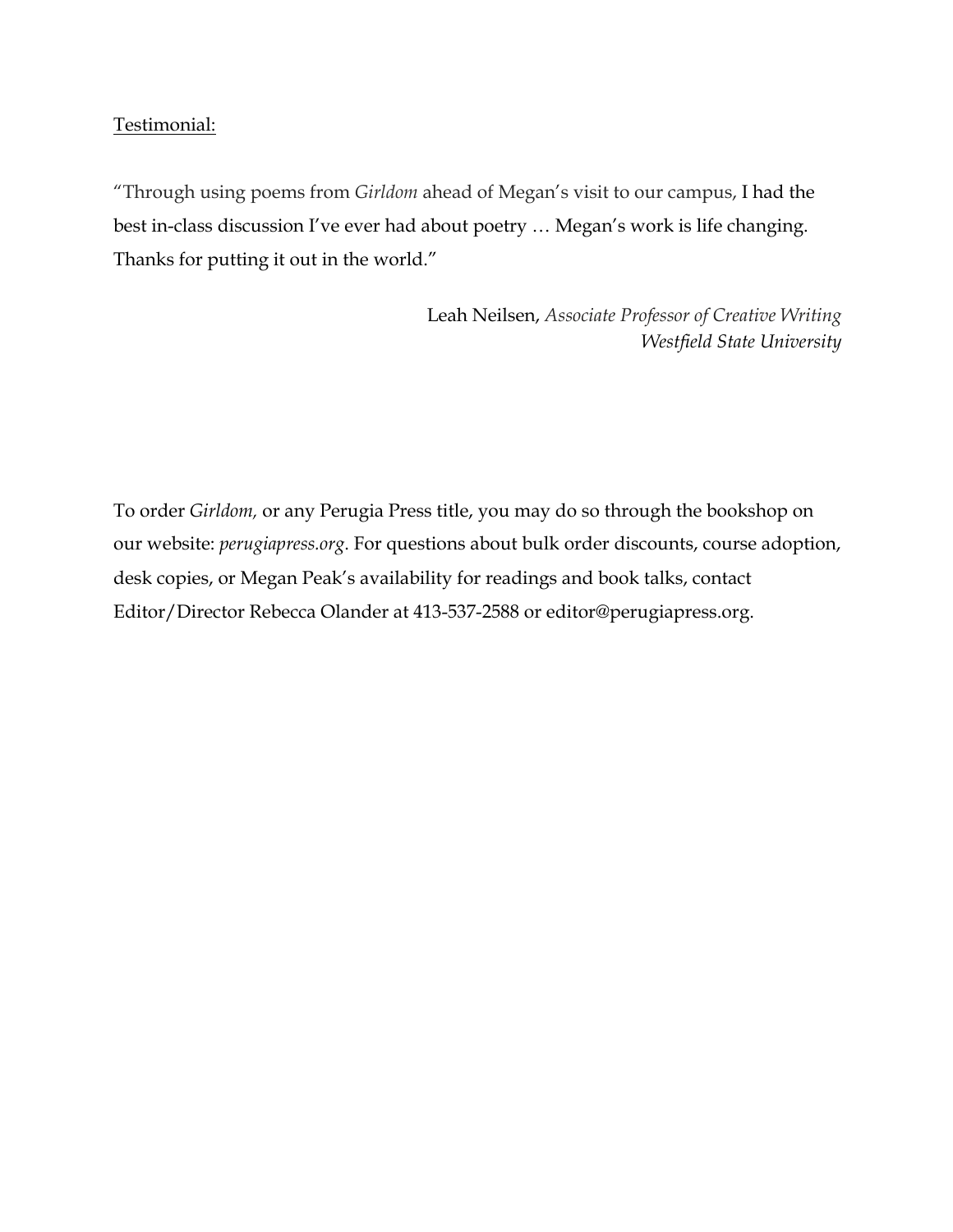Testimonial:

"Through using poems from *Girldom* ahead of Megan's visit to our campus, I had the best in-class discussion I've ever had about poetry … Megan's work is life changing. Thanks for putting it out in the world."

Leah Neilsen, *Associate Professor of Creative Writing*
*Westfield State University*

To order *Girldom,* or any Perugia Press title, you may do so through the bookshop on our website: *perugiapress.org*. For questions about bulk order discounts, course adoption, desk copies, or Megan Peak's availability for readings and book talks, contact Editor/Director Rebecca Olander at 413-537-2588 or editor@perugiapress.org.